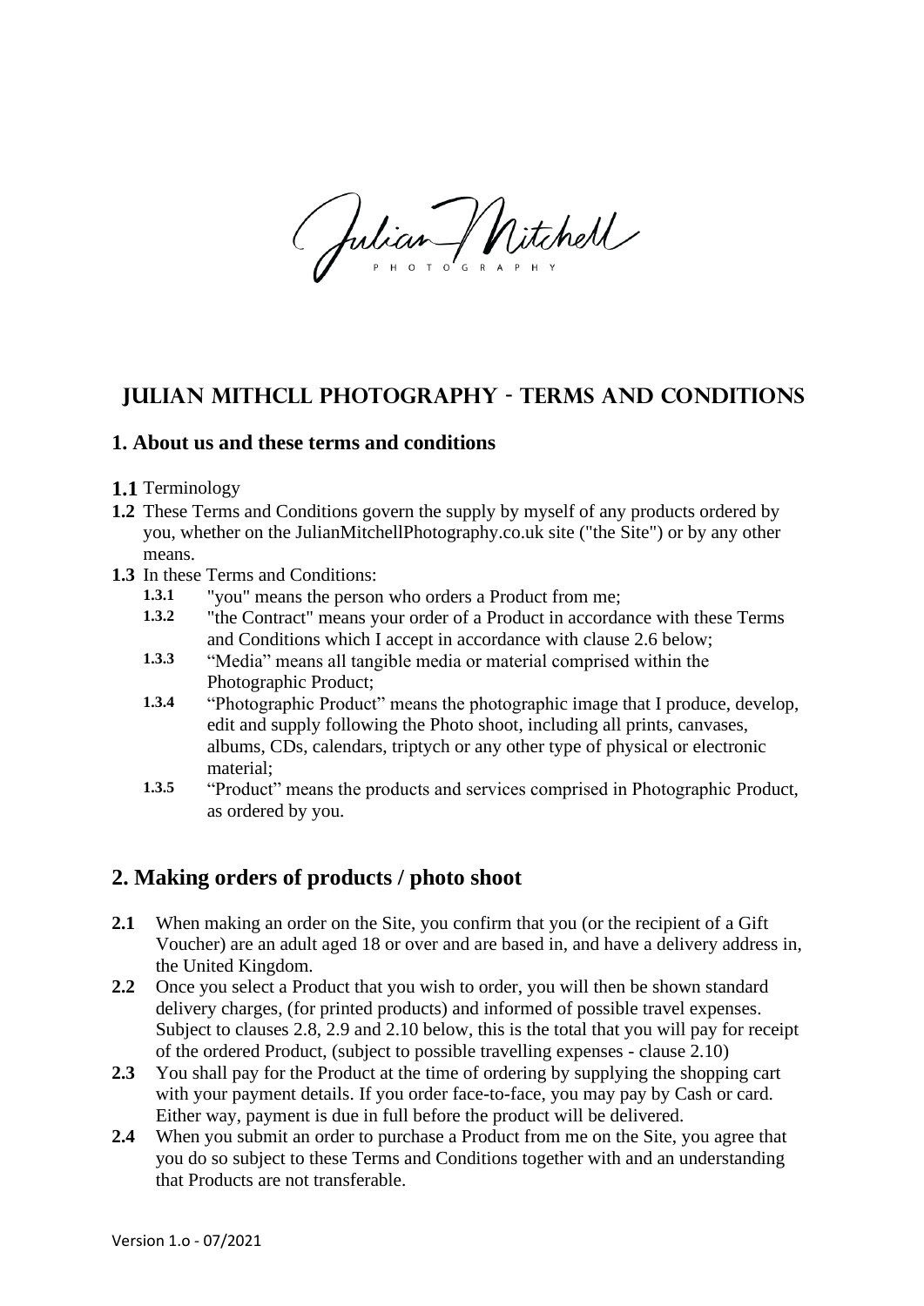# JULIAN MITHCLL PHOTOGRAPHY - TERMS AND CONDITIONS

## 1. About us and these terms and conditions

**1.1** Terminology

**1.2** These Terms and Conditions govern the supply by myself of any products ordered by you, whether on the JulianMitchellPhotography.co.uk site ("the Site") or by any other means.

**1.3** In these Terms and Conditions:

- **1.3.1** "you" means the person who orders a Product from me;
- **1.3.2** "the Contract" means your order of a Product in accordance with these Terms and Conditions which I accept in accordance with clause 2.6 below;
- **1.3.3** "Media" means all tangible media or material comprised within the Photographic Product;
- **1.3.4** "Photographic Product" means the photographic image that I produce, develop, edit and supply following the Photo shoot, including all prints, canvases, albums, CDs, calendars, triptych or any other type of physical or electronic material;
- **1.3.5** "Product" means the products and services comprised in Photographic Product, as ordered by you.

## 2. Making orders of products / photo shoot

**2.1** When making an order on the Site, you confirm that you (or the recipient of a Gift Voucher) are an adult aged 18 or over and are based in, and have a delivery address in, the United Kingdom.

**2.2** Once you select a Product that you wish to order, you will then be shown standard delivery charges, (for printed products) and informed of possible travel expenses. Subject to clauses 2.8, 2.9 and 2.10 below, this is the total that you will pay for receipt of the ordered Product, (subject to possible travelling expenses - clause 2.10)

**2.3** You shall pay for the Product at the time of ordering by supplying the shopping cart with your payment details. If you order face-to-face, you may pay by Cash or card. Either way, payment is due in full before the product will be delivered.

**2.4** When you submit an order to purchase a Product from me on the Site, you agree that you do so subject to these Terms and Conditions together with and an understanding that Products are not transferable.

Version 1.o - 07/2021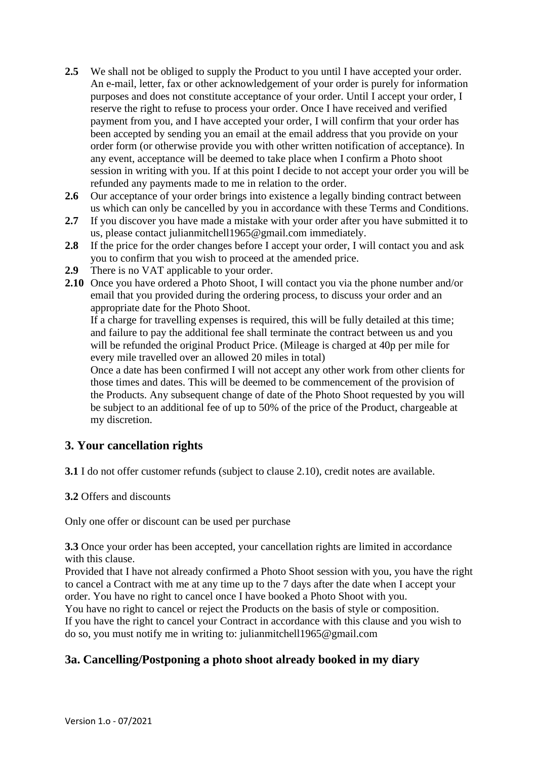**2.5** We shall not be obliged to supply the Product to you until I have accepted your order. An e-mail, letter, fax or other acknowledgement of your order is purely for information purposes and does not constitute acceptance of your order. Until I accept your order, I reserve the right to refuse to process your order. Once I have received and verified payment from you, and I have accepted your order, I will confirm that your order has been accepted by sending you an email at the email address that you provide on your order form (or otherwise provide you with other written notification of acceptance). In any event, acceptance will be deemed to take place when I confirm a Photo shoot session in writing with you. If at this point I decide to not accept your order you will be refunded any payments made to me in relation to the order.

**2.6** Our acceptance of your order brings into existence a legally binding contract between us which can only be cancelled by you in accordance with these Terms and Conditions.

**2.7** If you discover you have made a mistake with your order after you have submitted it to us, please contact julianmitchell1965@gmail.com immediately.

**2.8** If the price for the order changes before I accept your order, I will contact you and ask you to confirm that you wish to proceed at the amended price.

**2.9** There is no VAT applicable to your order.

**2.10** Once you have ordered a Photo Shoot, I will contact you via the phone number and/or email that you provided during the ordering process, to discuss your order and an appropriate date for the Photo Shoot.
If a charge for travelling expenses is required, this will be fully detailed at this time; and failure to pay the additional fee shall terminate the contract between us and you will be refunded the original Product Price. (Mileage is charged at 40p per mile for every mile travelled over an allowed 20 miles in total)
Once a date has been confirmed I will not accept any other work from other clients for those times and dates. This will be deemed to be commencement of the provision of the Products. Any subsequent change of date of the Photo Shoot requested by you will be subject to an additional fee of up to 50% of the price of the Product, chargeable at my discretion.

## 3. Your cancellation rights

**3.1** I do not offer customer refunds (subject to clause 2.10), credit notes are available.

**3.2** Offers and discounts

Only one offer or discount can be used per purchase

**3.3** Once your order has been accepted, your cancellation rights are limited in accordance with this clause.
Provided that I have not already confirmed a Photo Shoot session with you, you have the right to cancel a Contract with me at any time up to the 7 days after the date when I accept your order. You have no right to cancel once I have booked a Photo Shoot with you.
You have no right to cancel or reject the Products on the basis of style or composition.
If you have the right to cancel your Contract in accordance with this clause and you wish to do so, you must notify me in writing to: julianmitchell1965@gmail.com

## 3a. Cancelling/Postponing a photo shoot already booked in my diary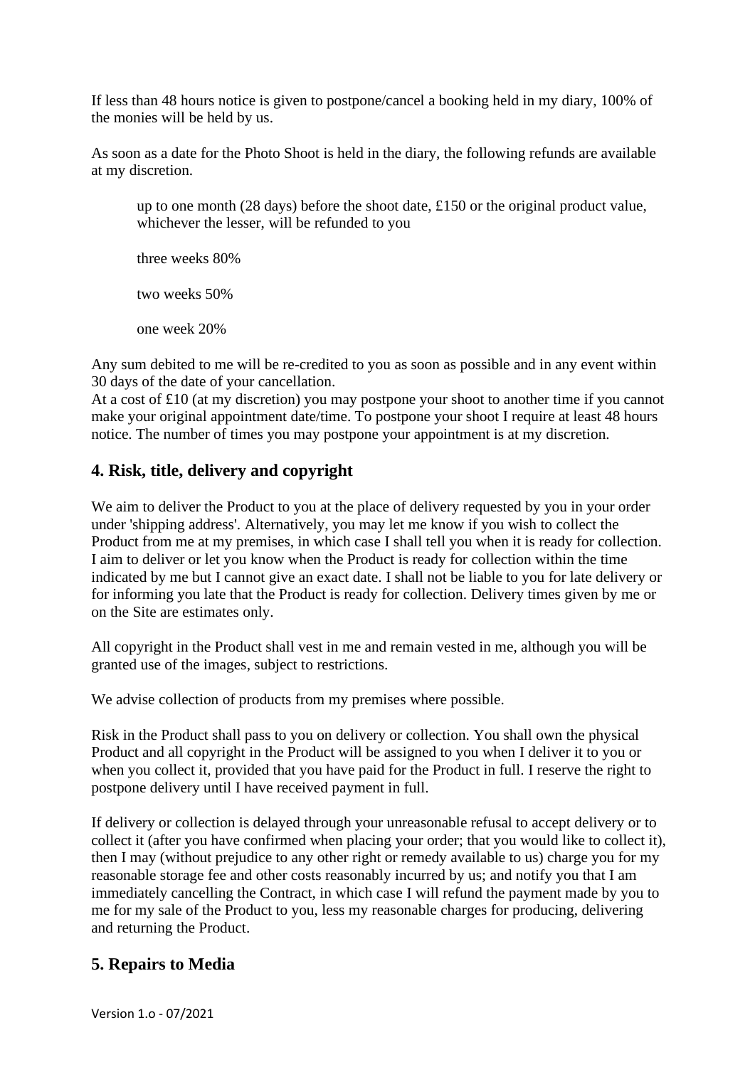If less than 48 hours notice is given to postpone/cancel a booking held in my diary, 100% of the monies will be held by us.

As soon as a date for the Photo Shoot is held in the diary, the following refunds are available at my discretion.

> up to one month (28 days) before the shoot date, £150 or the original product value, whichever the lesser, will be refunded to you
>
> three weeks 80%
>
> two weeks 50%
>
> one week 20%

Any sum debited to me will be re-credited to you as soon as possible and in any event within 30 days of the date of your cancellation.
At a cost of £10 (at my discretion) you may postpone your shoot to another time if you cannot make your original appointment date/time. To postpone your shoot I require at least 48 hours notice. The number of times you may postpone your appointment is at my discretion.

## 4. Risk, title, delivery and copyright

We aim to deliver the Product to you at the place of delivery requested by you in your order under 'shipping address'. Alternatively, you may let me know if you wish to collect the Product from me at my premises, in which case I shall tell you when it is ready for collection. I aim to deliver or let you know when the Product is ready for collection within the time indicated by me but I cannot give an exact date. I shall not be liable to you for late delivery or for informing you late that the Product is ready for collection. Delivery times given by me or on the Site are estimates only.

All copyright in the Product shall vest in me and remain vested in me, although you will be granted use of the images, subject to restrictions.

We advise collection of products from my premises where possible.

Risk in the Product shall pass to you on delivery or collection. You shall own the physical Product and all copyright in the Product will be assigned to you when I deliver it to you or when you collect it, provided that you have paid for the Product in full. I reserve the right to postpone delivery until I have received payment in full.

If delivery or collection is delayed through your unreasonable refusal to accept delivery or to collect it (after you have confirmed when placing your order; that you would like to collect it), then I may (without prejudice to any other right or remedy available to us) charge you for my reasonable storage fee and other costs reasonably incurred by us; and notify you that I am immediately cancelling the Contract, in which case I will refund the payment made by you to me for my sale of the Product to you, less my reasonable charges for producing, delivering and returning the Product.

## 5. Repairs to Media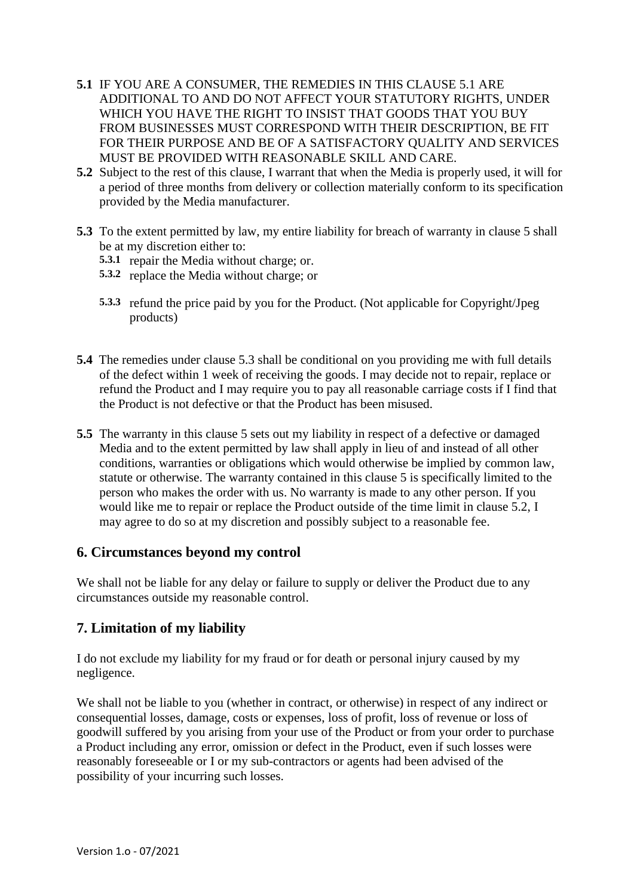**5.1** IF YOU ARE A CONSUMER, THE REMEDIES IN THIS CLAUSE 5.1 ARE ADDITIONAL TO AND DO NOT AFFECT YOUR STATUTORY RIGHTS, UNDER WHICH YOU HAVE THE RIGHT TO INSIST THAT GOODS THAT YOU BUY FROM BUSINESSES MUST CORRESPOND WITH THEIR DESCRIPTION, BE FIT FOR THEIR PURPOSE AND BE OF A SATISFACTORY QUALITY AND SERVICES MUST BE PROVIDED WITH REASONABLE SKILL AND CARE.

**5.2** Subject to the rest of this clause, I warrant that when the Media is properly used, it will for a period of three months from delivery or collection materially conform to its specification provided by the Media manufacturer.

**5.3** To the extent permitted by law, my entire liability for breach of warranty in clause 5 shall be at my discretion either to:

- **5.3.1** repair the Media without charge; or.
- **5.3.2** replace the Media without charge; or
- **5.3.3** refund the price paid by you for the Product. (Not applicable for Copyright/Jpeg products)

**5.4** The remedies under clause 5.3 shall be conditional on you providing me with full details of the defect within 1 week of receiving the goods. I may decide not to repair, replace or refund the Product and I may require you to pay all reasonable carriage costs if I find that the Product is not defective or that the Product has been misused.

**5.5** The warranty in this clause 5 sets out my liability in respect of a defective or damaged Media and to the extent permitted by law shall apply in lieu of and instead of all other conditions, warranties or obligations which would otherwise be implied by common law, statute or otherwise. The warranty contained in this clause 5 is specifically limited to the person who makes the order with us. No warranty is made to any other person. If you would like me to repair or replace the Product outside of the time limit in clause 5.2, I may agree to do so at my discretion and possibly subject to a reasonable fee.

## 6. Circumstances beyond my control

We shall not be liable for any delay or failure to supply or deliver the Product due to any circumstances outside my reasonable control.

## 7. Limitation of my liability

I do not exclude my liability for my fraud or for death or personal injury caused by my negligence.

We shall not be liable to you (whether in contract, or otherwise) in respect of any indirect or consequential losses, damage, costs or expenses, loss of profit, loss of revenue or loss of goodwill suffered by you arising from your use of the Product or from your order to purchase a Product including any error, omission or defect in the Product, even if such losses were reasonably foreseeable or I or my sub-contractors or agents had been advised of the possibility of your incurring such losses.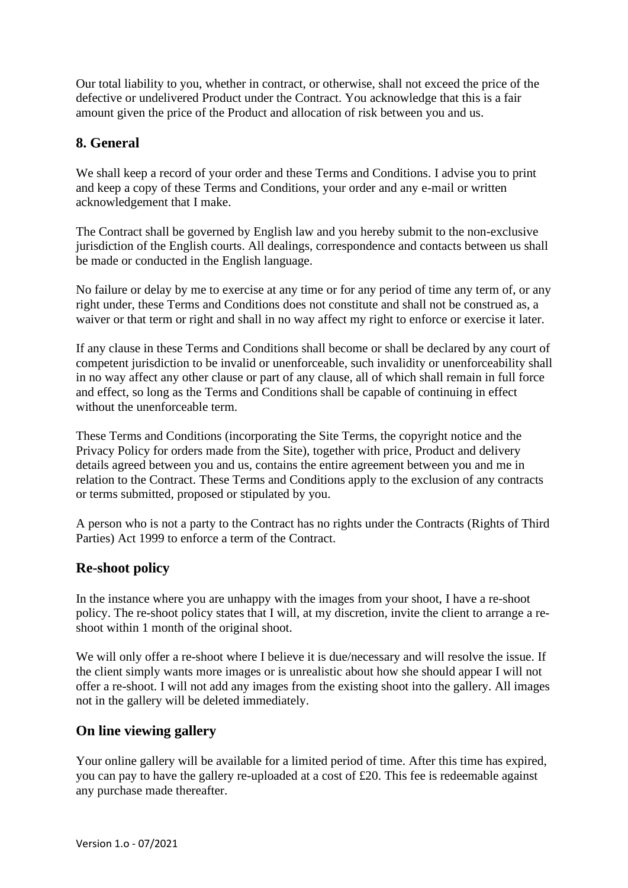Our total liability to you, whether in contract, or otherwise, shall not exceed the price of the defective or undelivered Product under the Contract. You acknowledge that this is a fair amount given the price of the Product and allocation of risk between you and us.

## 8. General

We shall keep a record of your order and these Terms and Conditions. I advise you to print and keep a copy of these Terms and Conditions, your order and any e-mail or written acknowledgement that I make.

The Contract shall be governed by English law and you hereby submit to the non-exclusive jurisdiction of the English courts. All dealings, correspondence and contacts between us shall be made or conducted in the English language.

No failure or delay by me to exercise at any time or for any period of time any term of, or any right under, these Terms and Conditions does not constitute and shall not be construed as, a waiver or that term or right and shall in no way affect my right to enforce or exercise it later.

If any clause in these Terms and Conditions shall become or shall be declared by any court of competent jurisdiction to be invalid or unenforceable, such invalidity or unenforceability shall in no way affect any other clause or part of any clause, all of which shall remain in full force and effect, so long as the Terms and Conditions shall be capable of continuing in effect without the unenforceable term.

These Terms and Conditions (incorporating the Site Terms, the copyright notice and the Privacy Policy for orders made from the Site), together with price, Product and delivery details agreed between you and us, contains the entire agreement between you and me in relation to the Contract. These Terms and Conditions apply to the exclusion of any contracts or terms submitted, proposed or stipulated by you.

A person who is not a party to the Contract has no rights under the Contracts (Rights of Third Parties) Act 1999 to enforce a term of the Contract.

## Re-shoot policy

In the instance where you are unhappy with the images from your shoot, I have a re-shoot policy. The re-shoot policy states that I will, at my discretion, invite the client to arrange a re-shoot within 1 month of the original shoot.

We will only offer a re-shoot where I believe it is due/necessary and will resolve the issue. If the client simply wants more images or is unrealistic about how she should appear I will not offer a re-shoot. I will not add any images from the existing shoot into the gallery. All images not in the gallery will be deleted immediately.

## On line viewing gallery

Your online gallery will be available for a limited period of time. After this time has expired, you can pay to have the gallery re-uploaded at a cost of £20. This fee is redeemable against any purchase made thereafter.

Version 1.o - 07/2021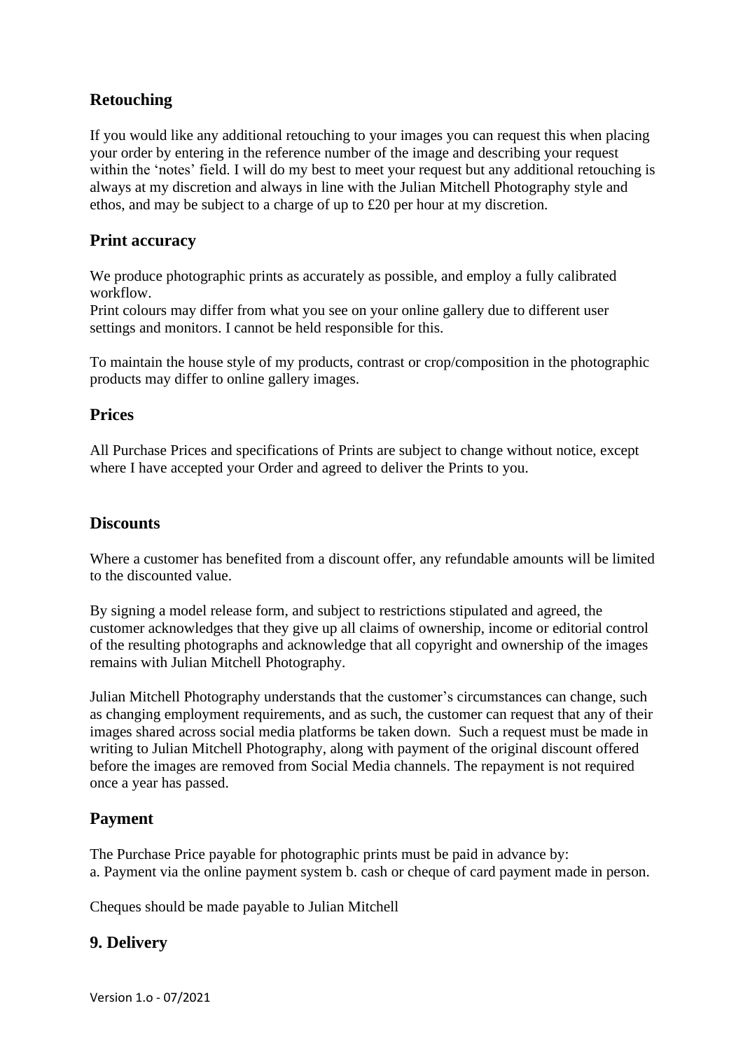## Retouching

If you would like any additional retouching to your images you can request this when placing your order by entering in the reference number of the image and describing your request within the 'notes' field. I will do my best to meet your request but any additional retouching is always at my discretion and always in line with the Julian Mitchell Photography style and ethos, and may be subject to a charge of up to £20 per hour at my discretion.

## Print accuracy

We produce photographic prints as accurately as possible, and employ a fully calibrated workflow.
Print colours may differ from what you see on your online gallery due to different user settings and monitors. I cannot be held responsible for this.

To maintain the house style of my products, contrast or crop/composition in the photographic products may differ to online gallery images.

## Prices

All Purchase Prices and specifications of Prints are subject to change without notice, except where I have accepted your Order and agreed to deliver the Prints to you.

## Discounts

Where a customer has benefited from a discount offer, any refundable amounts will be limited to the discounted value.

By signing a model release form, and subject to restrictions stipulated and agreed, the customer acknowledges that they give up all claims of ownership, income or editorial control of the resulting photographs and acknowledge that all copyright and ownership of the images remains with Julian Mitchell Photography.

Julian Mitchell Photography understands that the customer's circumstances can change, such as changing employment requirements, and as such, the customer can request that any of their images shared across social media platforms be taken down. Such a request must be made in writing to Julian Mitchell Photography, along with payment of the original discount offered before the images are removed from Social Media channels. The repayment is not required once a year has passed.

## Payment

The Purchase Price payable for photographic prints must be paid in advance by:
a. Payment via the online payment system b. cash or cheque of card payment made in person.

Cheques should be made payable to Julian Mitchell

## 9. Delivery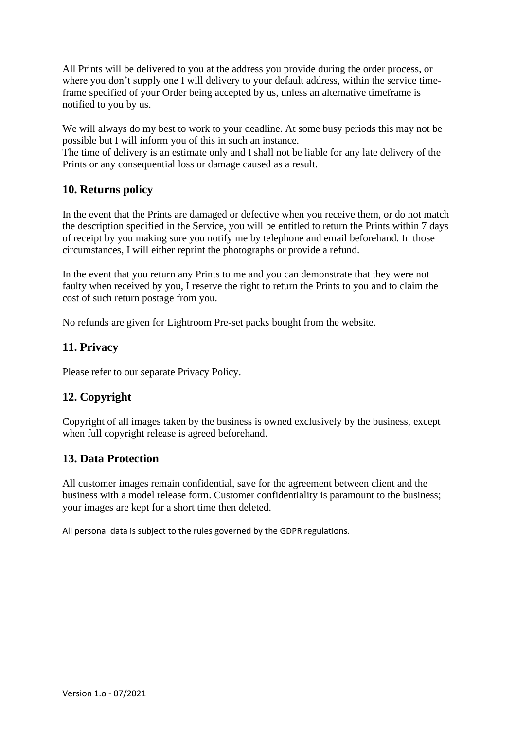All Prints will be delivered to you at the address you provide during the order process, or where you don't supply one I will delivery to your default address, within the service time-frame specified of your Order being accepted by us, unless an alternative timeframe is notified to you by us.

We will always do my best to work to your deadline. At some busy periods this may not be possible but I will inform you of this in such an instance.
The time of delivery is an estimate only and I shall not be liable for any late delivery of the Prints or any consequential loss or damage caused as a result.

## 10. Returns policy

In the event that the Prints are damaged or defective when you receive them, or do not match the description specified in the Service, you will be entitled to return the Prints within 7 days of receipt by you making sure you notify me by telephone and email beforehand. In those circumstances, I will either reprint the photographs or provide a refund.

In the event that you return any Prints to me and you can demonstrate that they were not faulty when received by you, I reserve the right to return the Prints to you and to claim the cost of such return postage from you.

No refunds are given for Lightroom Pre-set packs bought from the website.

## 11. Privacy

Please refer to our separate Privacy Policy.

## 12. Copyright

Copyright of all images taken by the business is owned exclusively by the business, except when full copyright release is agreed beforehand.

## 13. Data Protection

All customer images remain confidential, save for the agreement between client and the business with a model release form. Customer confidentiality is paramount to the business; your images are kept for a short time then deleted.

All personal data is subject to the rules governed by the GDPR regulations.

Version 1.o - 07/2021